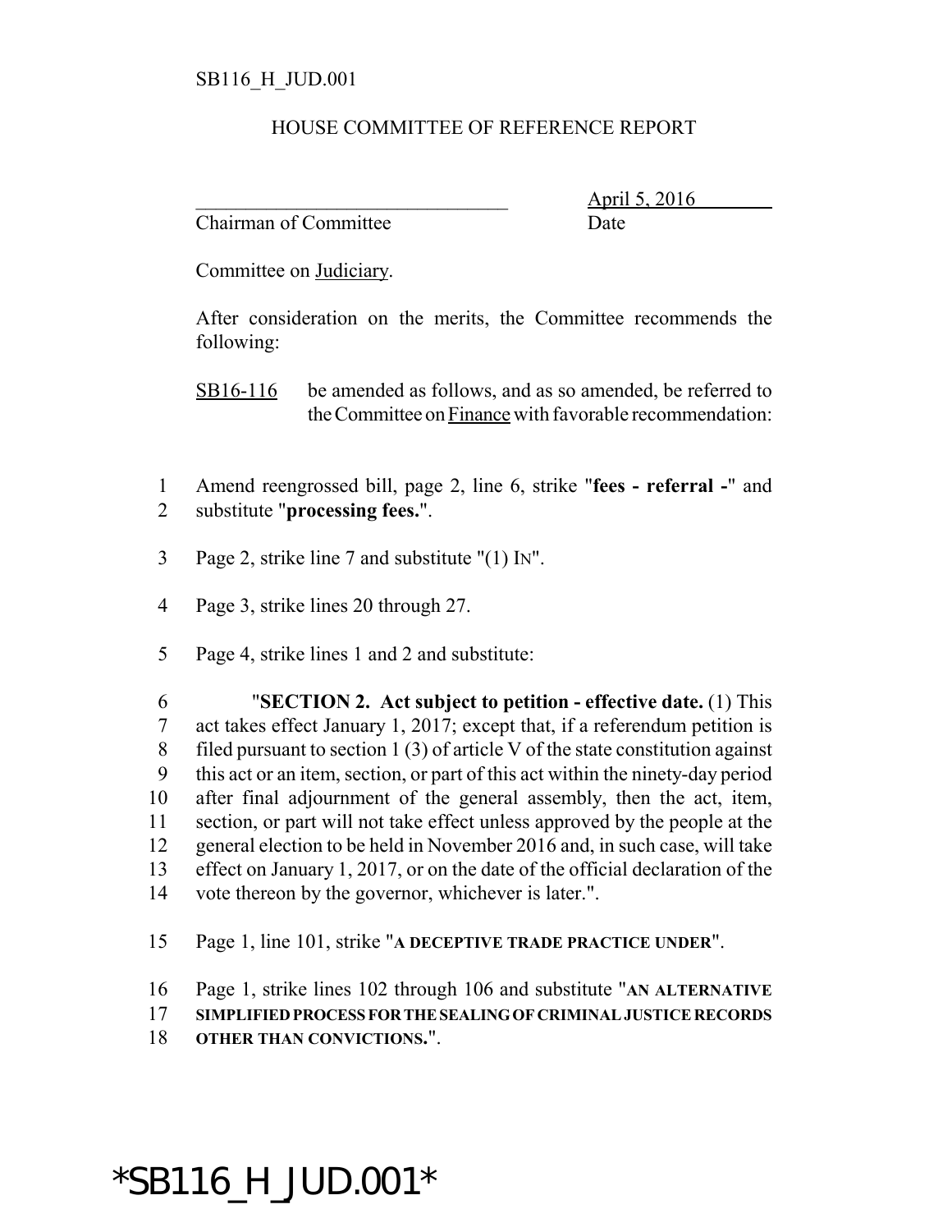SB116_H_JUD.001

HOUSE COMMITTEE OF REFERENCE REPORT

________________________________ April 5, 2016

Chairman of Committee Date

Committee on Judiciary.

After consideration on the merits, the Committee recommends the following:

SB16-116 be amended as follows, and as so amended, be referred to the Committee on Finance with favorable recommendation:

1 Amend reengrossed bill, page 2, line 6, strike "**fees - referral -**" and
2 substitute "**processing fees.**".

3 Page 2, strike line 7 and substitute "(1) IN".

4 Page 3, strike lines 20 through 27.

5 Page 4, strike lines 1 and 2 and substitute:

6 "**SECTION 2. Act subject to petition - effective date.** (1) This
7 act takes effect January 1, 2017; except that, if a referendum petition is
8 filed pursuant to section 1 (3) of article V of the state constitution against
9 this act or an item, section, or part of this act within the ninety-day period
10 after final adjournment of the general assembly, then the act, item,
11 section, or part will not take effect unless approved by the people at the
12 general election to be held in November 2016 and, in such case, will take
13 effect on January 1, 2017, or on the date of the official declaration of the
14 vote thereon by the governor, whichever is later.".

15 Page 1, line 101, strike "**A DECEPTIVE TRADE PRACTICE UNDER**".

16 Page 1, strike lines 102 through 106 and substitute "**AN ALTERNATIVE**
17 **SIMPLIFIED PROCESS FOR THE SEALING OF CRIMINAL JUSTICE RECORDS**
18 **OTHER THAN CONVICTIONS.**".

*SB116_H_JUD.001*